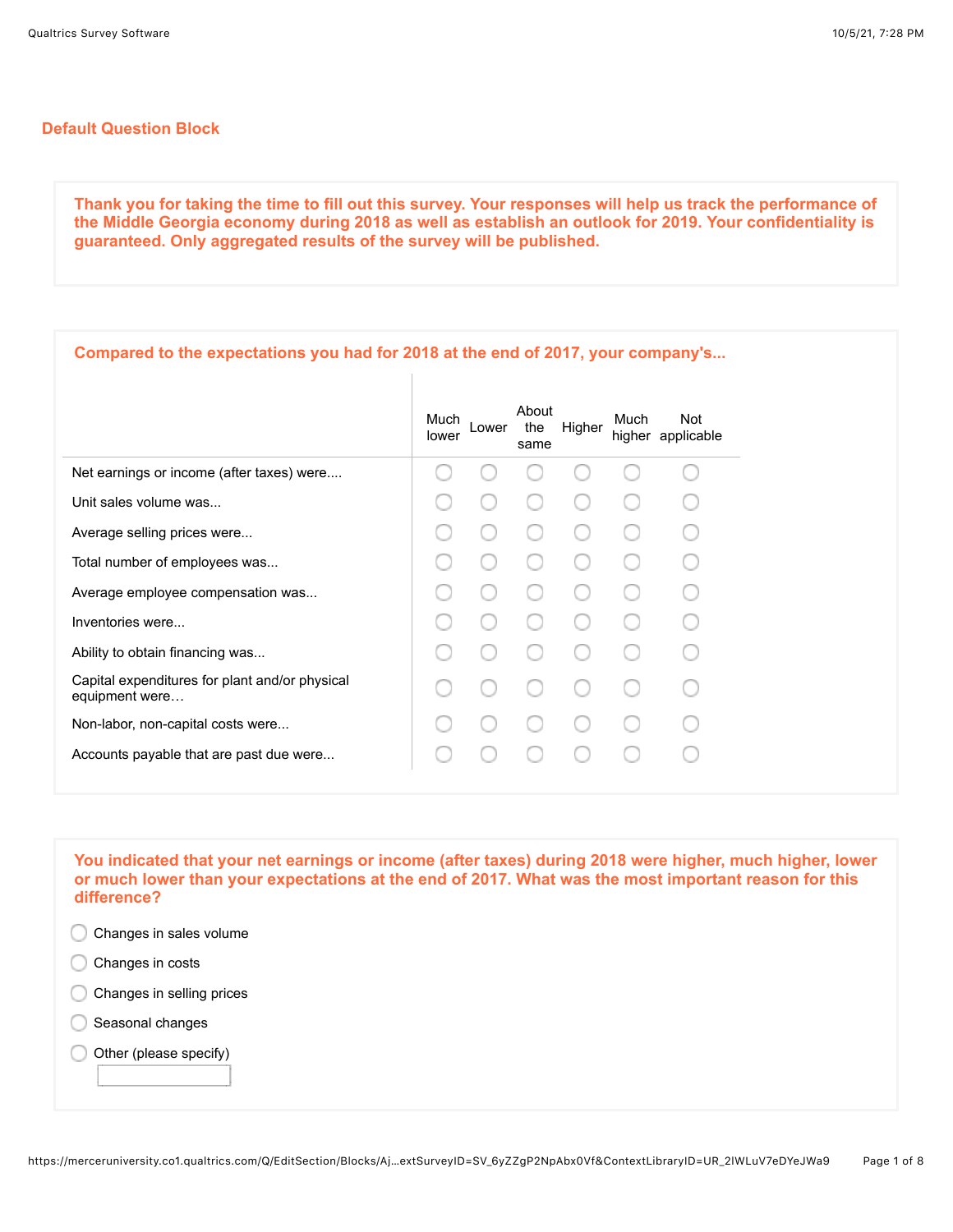## Default Question Block

**Thank you for taking the time to fill out this survey. Your responses will help us track the performance of the Middle Georgia economy during 2018 as well as establish an outlook for 2019. Your confidentiality is guaranteed. Only aggregated results of the survey will be published.**

**Compared to the expectations you had for 2018 at the end of 2017, your company's...**

| | Much lower | Lower | About the same | Higher | Much higher | Not applicable |
|---|---|---|---|---|---|---|
| Net earnings or income (after taxes) were.... | ○ | ○ | ○ | ○ | ○ | ○ |
| Unit sales volume was... | ○ | ○ | ○ | ○ | ○ | ○ |
| Average selling prices were... | ○ | ○ | ○ | ○ | ○ | ○ |
| Total number of employees was... | ○ | ○ | ○ | ○ | ○ | ○ |
| Average employee compensation was... | ○ | ○ | ○ | ○ | ○ | ○ |
| Inventories were... | ○ | ○ | ○ | ○ | ○ | ○ |
| Ability to obtain financing was... | ○ | ○ | ○ | ○ | ○ | ○ |
| Capital expenditures for plant and/or physical equipment were… | ○ | ○ | ○ | ○ | ○ | ○ |
| Non-labor, non-capital costs were... | ○ | ○ | ○ | ○ | ○ | ○ |
| Accounts payable that are past due were... | ○ | ○ | ○ | ○ | ○ | ○ |

**You indicated that your net earnings or income (after taxes) during 2018 were higher, much higher, lower or much lower than your expectations at the end of 2017. What was the most important reason for this difference?**

- ○ Changes in sales volume
- ○ Changes in costs
- ○ Changes in selling prices
- ○ Seasonal changes
- ○ Other (please specify) ______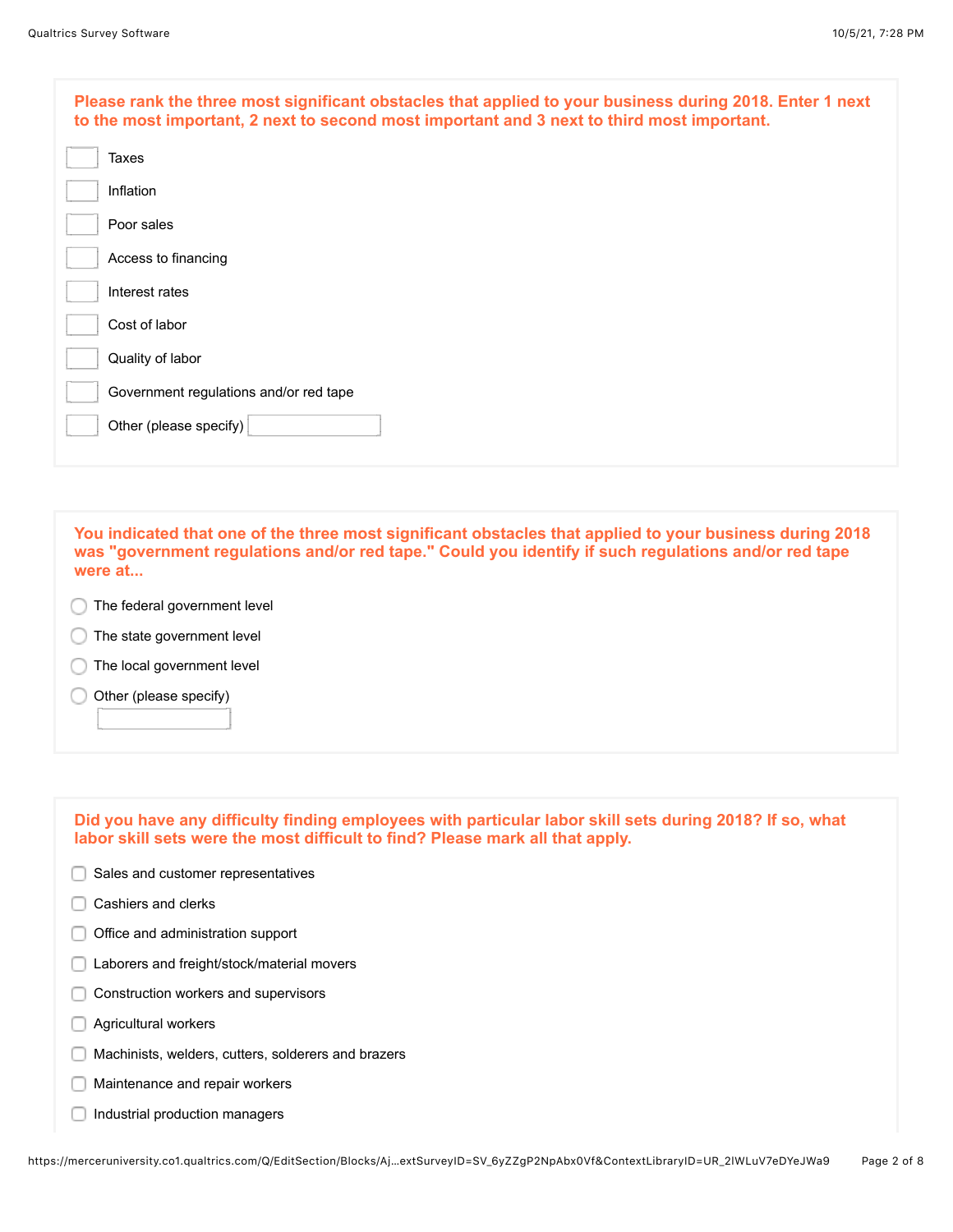**Please rank the three most significant obstacles that applied to your business during 2018. Enter 1 next to the most important, 2 next to second most important and 3 next to third most important.**

- [ ] Taxes
- [ ] Inflation
- [ ] Poor sales
- [ ] Access to financing
- [ ] Interest rates
- [ ] Cost of labor
- [ ] Quality of labor
- [ ] Government regulations and/or red tape
- [ ] Other (please specify) ______

**You indicated that one of the three most significant obstacles that applied to your business during 2018 was "government regulations and/or red tape." Could you identify if such regulations and/or red tape were at...**

- ○ The federal government level
- ○ The state government level
- ○ The local government level
- ○ Other (please specify) ______

**Did you have any difficulty finding employees with particular labor skill sets during 2018? If so, what labor skill sets were the most difficult to find? Please mark all that apply.**

- [ ] Sales and customer representatives
- [ ] Cashiers and clerks
- [ ] Office and administration support
- [ ] Laborers and freight/stock/material movers
- [ ] Construction workers and supervisors
- [ ] Agricultural workers
- [ ] Machinists, welders, cutters, solderers and brazers
- [ ] Maintenance and repair workers
- [ ] Industrial production managers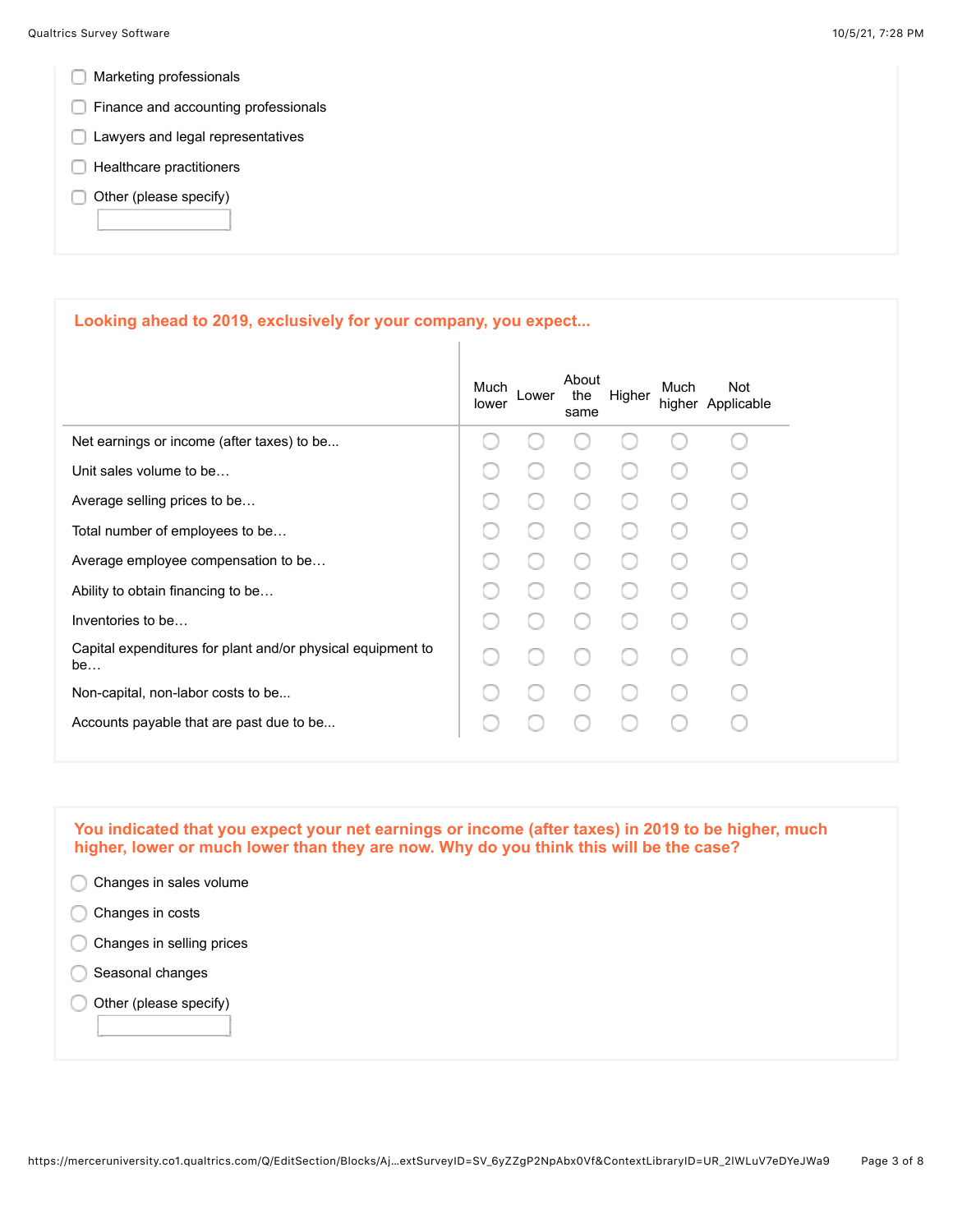- [ ] Marketing professionals
- [ ] Finance and accounting professionals
- [ ] Lawyers and legal representatives
- [ ] Healthcare practitioners
- [ ] Other (please specify) \_\_\_\_\_\_\_\_\_\_

**Looking ahead to 2019, exclusively for your company, you expect...**

| | Much lower | Lower | About the same | Higher | Much higher | Not Applicable |
|---|---|---|---|---|---|---|
| Net earnings or income (after taxes) to be... | ○ | ○ | ○ | ○ | ○ | ○ |
| Unit sales volume to be… | ○ | ○ | ○ | ○ | ○ | ○ |
| Average selling prices to be… | ○ | ○ | ○ | ○ | ○ | ○ |
| Total number of employees to be… | ○ | ○ | ○ | ○ | ○ | ○ |
| Average employee compensation to be… | ○ | ○ | ○ | ○ | ○ | ○ |
| Ability to obtain financing to be… | ○ | ○ | ○ | ○ | ○ | ○ |
| Inventories to be… | ○ | ○ | ○ | ○ | ○ | ○ |
| Capital expenditures for plant and/or physical equipment to be… | ○ | ○ | ○ | ○ | ○ | ○ |
| Non-capital, non-labor costs to be... | ○ | ○ | ○ | ○ | ○ | ○ |
| Accounts payable that are past due to be... | ○ | ○ | ○ | ○ | ○ | ○ |

**You indicated that you expect your net earnings or income (after taxes) in 2019 to be higher, much higher, lower or much lower than they are now. Why do you think this will be the case?**

- ○ Changes in sales volume
- ○ Changes in costs
- ○ Changes in selling prices
- ○ Seasonal changes
- ○ Other (please specify) \_\_\_\_\_\_\_\_\_\_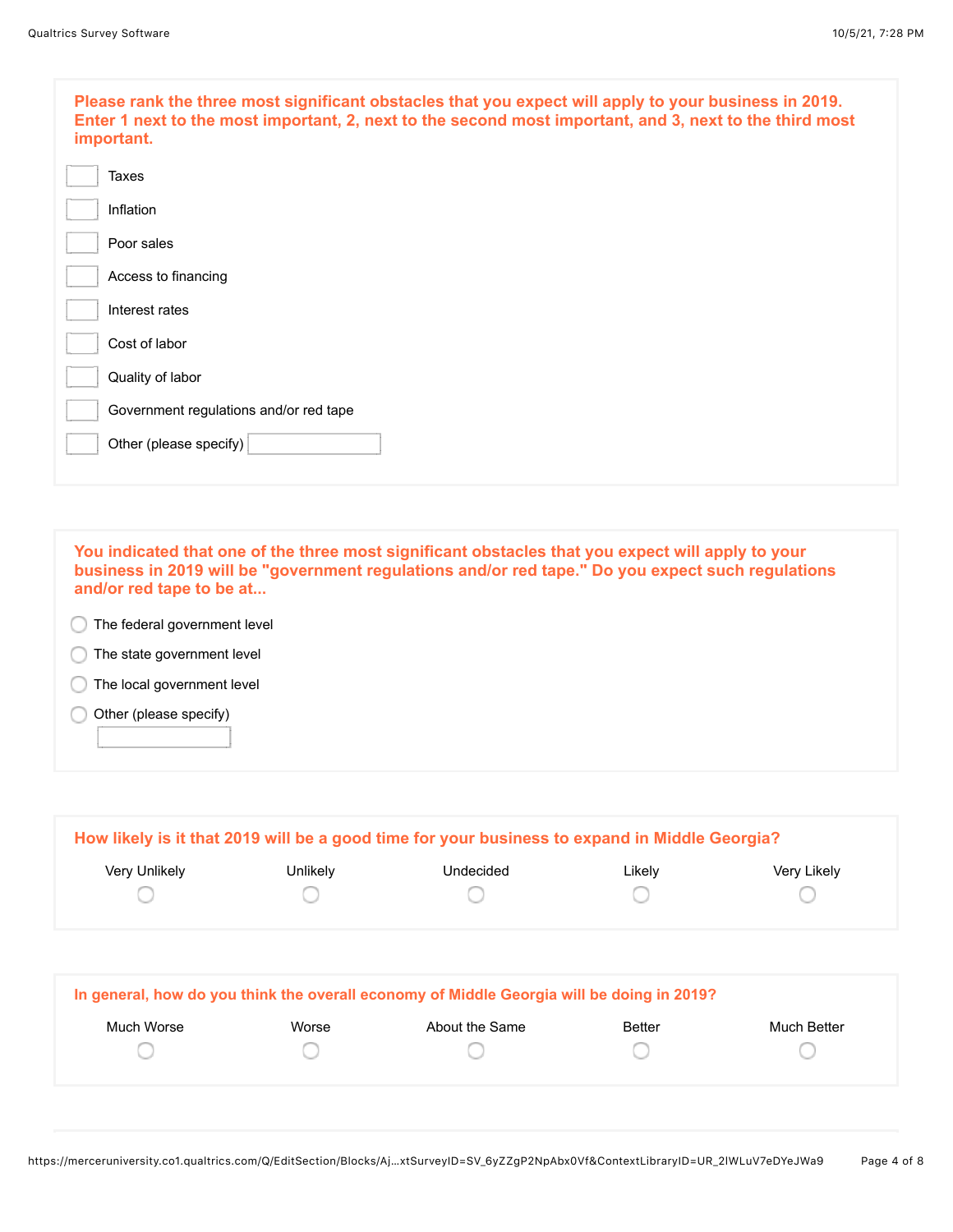**Please rank the three most significant obstacles that you expect will apply to your business in 2019. Enter 1 next to the most important, 2, next to the second most important, and 3, next to the third most important.**

- [ ] Taxes
- [ ] Inflation
- [ ] Poor sales
- [ ] Access to financing
- [ ] Interest rates
- [ ] Cost of labor
- [ ] Quality of labor
- [ ] Government regulations and/or red tape
- [ ] Other (please specify) ____________

**You indicated that one of the three most significant obstacles that you expect will apply to your business in 2019 will be "government regulations and/or red tape." Do you expect such regulations and/or red tape to be at...**

- ○ The federal government level
- ○ The state government level
- ○ The local government level
- ○ Other (please specify) ____________

**How likely is it that 2019 will be a good time for your business to expand in Middle Georgia?**

| Very Unlikely | Unlikely | Undecided | Likely | Very Likely |
|---|---|---|---|---|
| ○ | ○ | ○ | ○ | ○ |

**In general, how do you think the overall economy of Middle Georgia will be doing in 2019?**

| Much Worse | Worse | About the Same | Better | Much Better |
|---|---|---|---|---|
| ○ | ○ | ○ | ○ | ○ |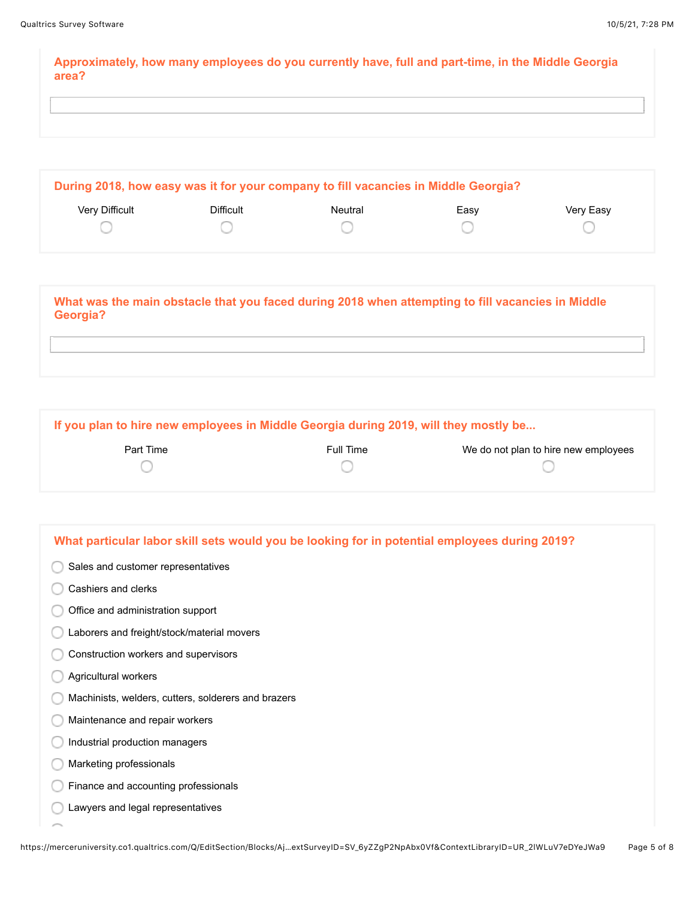**Approximately, how many employees do you currently have, full and part-time, in the Middle Georgia area?**

\_\_\_\_\_\_\_\_\_\_\_\_\_\_\_\_\_\_\_\_

**During 2018, how easy was it for your company to fill vacancies in Middle Georgia?**

| Very Difficult | Difficult | Neutral | Easy | Very Easy |
|---|---|---|---|---|
| ○ | ○ | ○ | ○ | ○ |

**What was the main obstacle that you faced during 2018 when attempting to fill vacancies in Middle Georgia?**

\_\_\_\_\_\_\_\_\_\_\_\_\_\_\_\_\_\_\_\_

**If you plan to hire new employees in Middle Georgia during 2019, will they mostly be...**

| Part Time | Full Time | We do not plan to hire new employees |
|---|---|---|
| ○ | ○ | ○ |

**What particular labor skill sets would you be looking for in potential employees during 2019?**

- ○ Sales and customer representatives
- ○ Cashiers and clerks
- ○ Office and administration support
- ○ Laborers and freight/stock/material movers
- ○ Construction workers and supervisors
- ○ Agricultural workers
- ○ Machinists, welders, cutters, solderers and brazers
- ○ Maintenance and repair workers
- ○ Industrial production managers
- ○ Marketing professionals
- ○ Finance and accounting professionals
- ○ Lawyers and legal representatives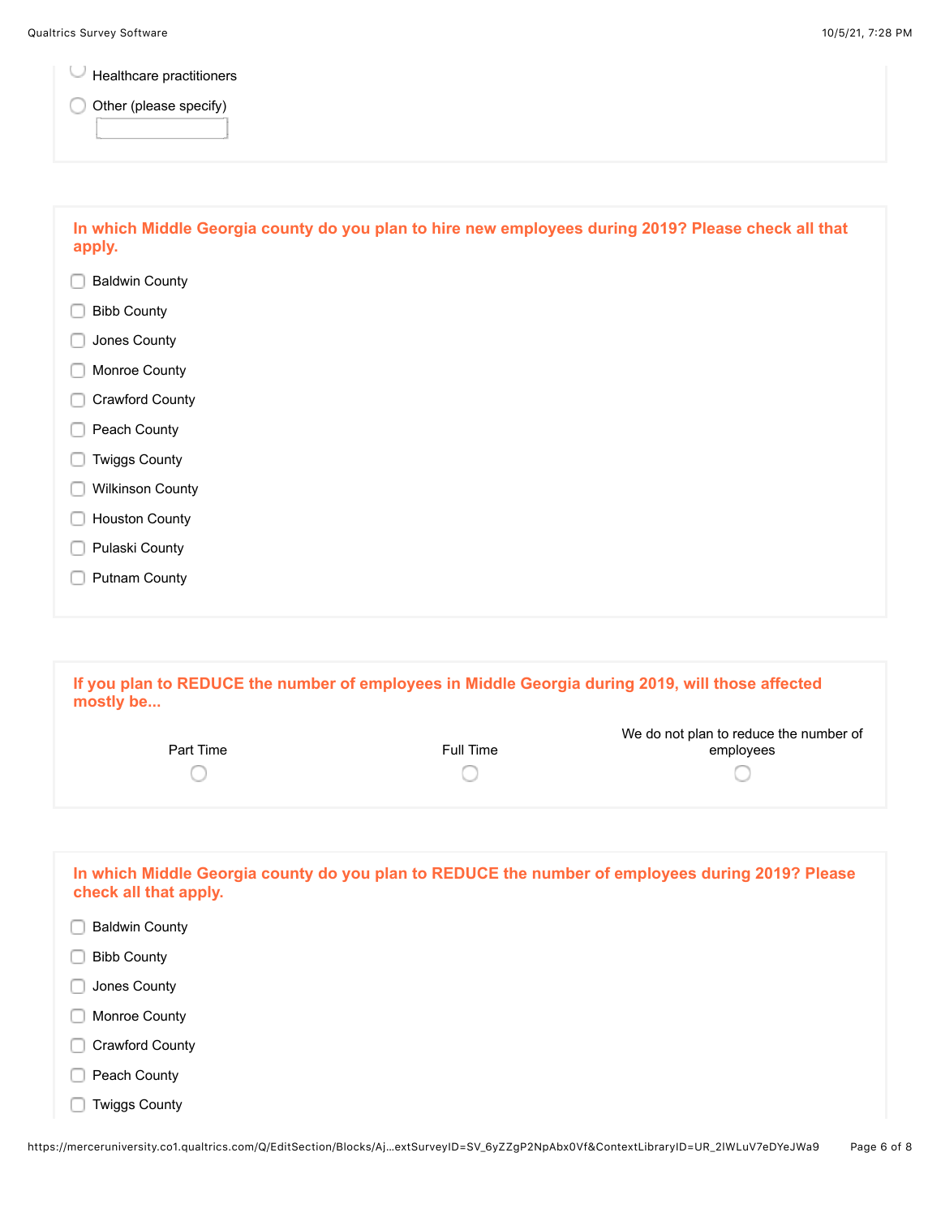- ◯ Healthcare practitioners
- ◯ Other (please specify) ______

**In which Middle Georgia county do you plan to hire new employees during 2019? Please check all that apply.**

- ☐ Baldwin County
- ☐ Bibb County
- ☐ Jones County
- ☐ Monroe County
- ☐ Crawford County
- ☐ Peach County
- ☐ Twiggs County
- ☐ Wilkinson County
- ☐ Houston County
- ☐ Pulaski County
- ☐ Putnam County

**If you plan to REDUCE the number of employees in Middle Georgia during 2019, will those affected mostly be...**

| Part Time | Full Time | We do not plan to reduce the number of employees |
|---|---|---|
| ◯ | ◯ | ◯ |

**In which Middle Georgia county do you plan to REDUCE the number of employees during 2019? Please check all that apply.**

- ☐ Baldwin County
- ☐ Bibb County
- ☐ Jones County
- ☐ Monroe County
- ☐ Crawford County
- ☐ Peach County
- ☐ Twiggs County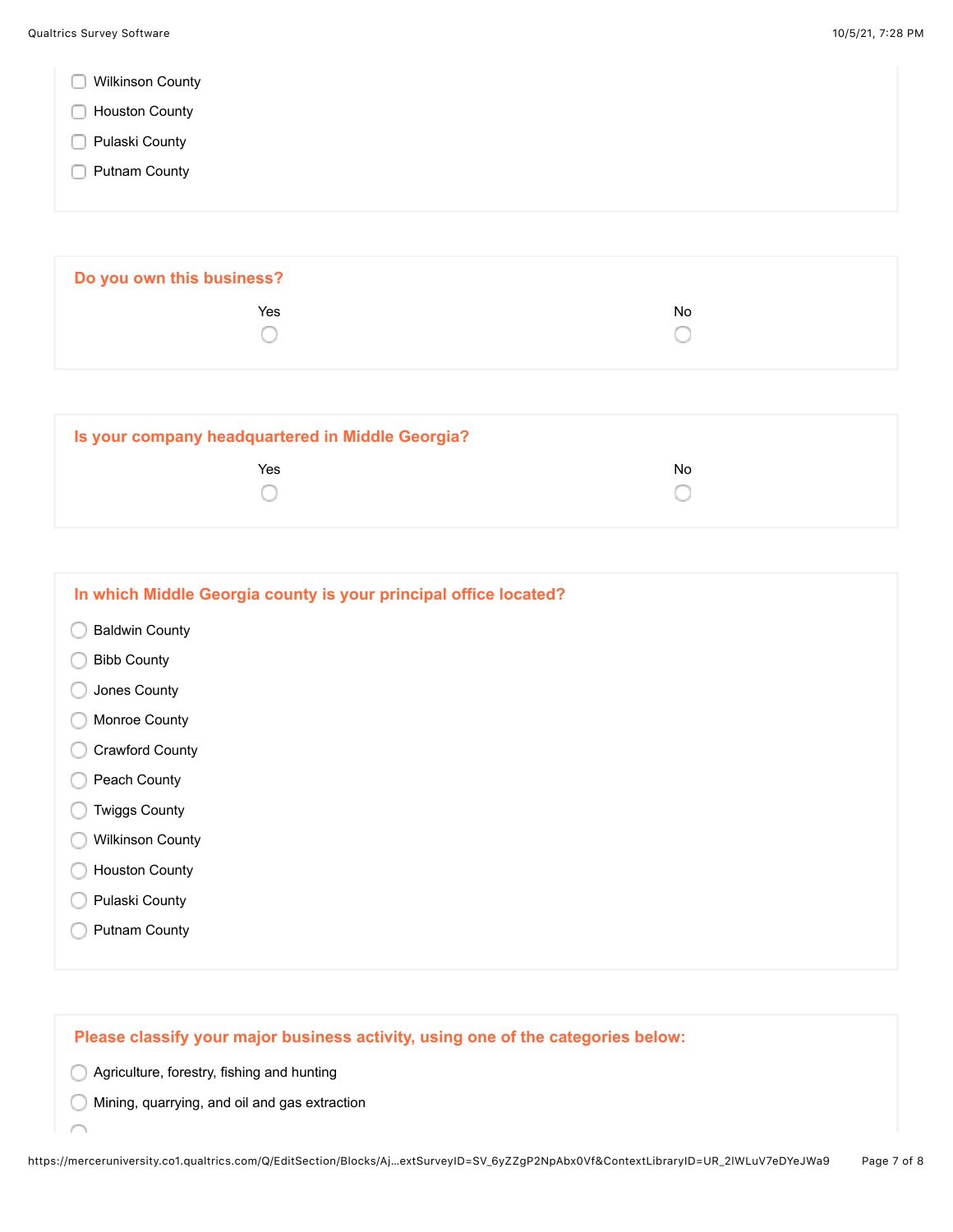- ☐ Wilkinson County
- ☐ Houston County
- ☐ Pulaski County
- ☐ Putnam County

**Do you own this business?**

| Yes | No |
| --- | --- |
| ○ | ○ |

**Is your company headquartered in Middle Georgia?**

| Yes | No |
| --- | --- |
| ○ | ○ |

**In which Middle Georgia county is your principal office located?**

- ○ Baldwin County
- ○ Bibb County
- ○ Jones County
- ○ Monroe County
- ○ Crawford County
- ○ Peach County
- ○ Twiggs County
- ○ Wilkinson County
- ○ Houston County
- ○ Pulaski County
- ○ Putnam County

**Please classify your major business activity, using one of the categories below:**

- ○ Agriculture, forestry, fishing and hunting
- ○ Mining, quarrying, and oil and gas extraction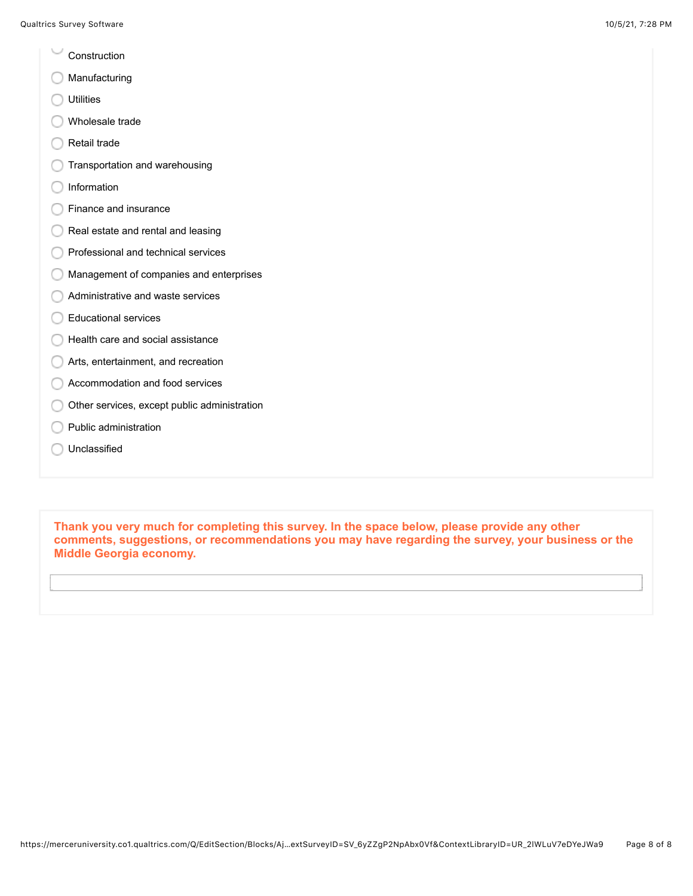- Construction
- Manufacturing
- Utilities
- Wholesale trade
- Retail trade
- Transportation and warehousing
- Information
- Finance and insurance
- Real estate and rental and leasing
- Professional and technical services
- Management of companies and enterprises
- Administrative and waste services
- Educational services
- Health care and social assistance
- Arts, entertainment, and recreation
- Accommodation and food services
- Other services, except public administration
- Public administration
- Unclassified

**Thank you very much for completing this survey. In the space below, please provide any other comments, suggestions, or recommendations you may have regarding the survey, your business or the Middle Georgia economy.**